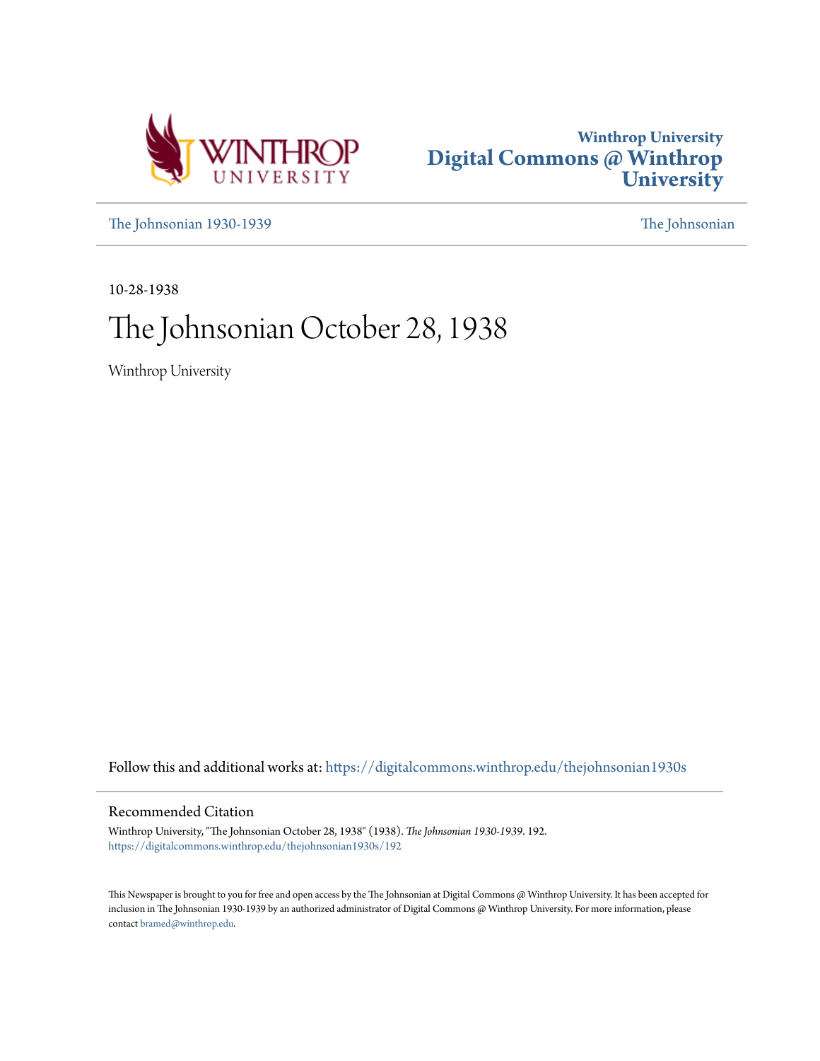Winthrop University
Digital Commons @ Winthrop University

The Johnsonian 1930-1939 | The Johnsonian

10-28-1938

# The Johnsonian October 28, 1938

Winthrop University

Follow this and additional works at: https://digitalcommons.winthrop.edu/thejohnsonian1930s

## Recommended Citation

Winthrop University, "The Johnsonian October 28, 1938" (1938). *The Johnsonian 1930-1939*. 192.
https://digitalcommons.winthrop.edu/thejohnsonian1930s/192

This Newspaper is brought to you for free and open access by the The Johnsonian at Digital Commons @ Winthrop University. It has been accepted for inclusion in The Johnsonian 1930-1939 by an authorized administrator of Digital Commons @ Winthrop University. For more information, please contact bramed@winthrop.edu.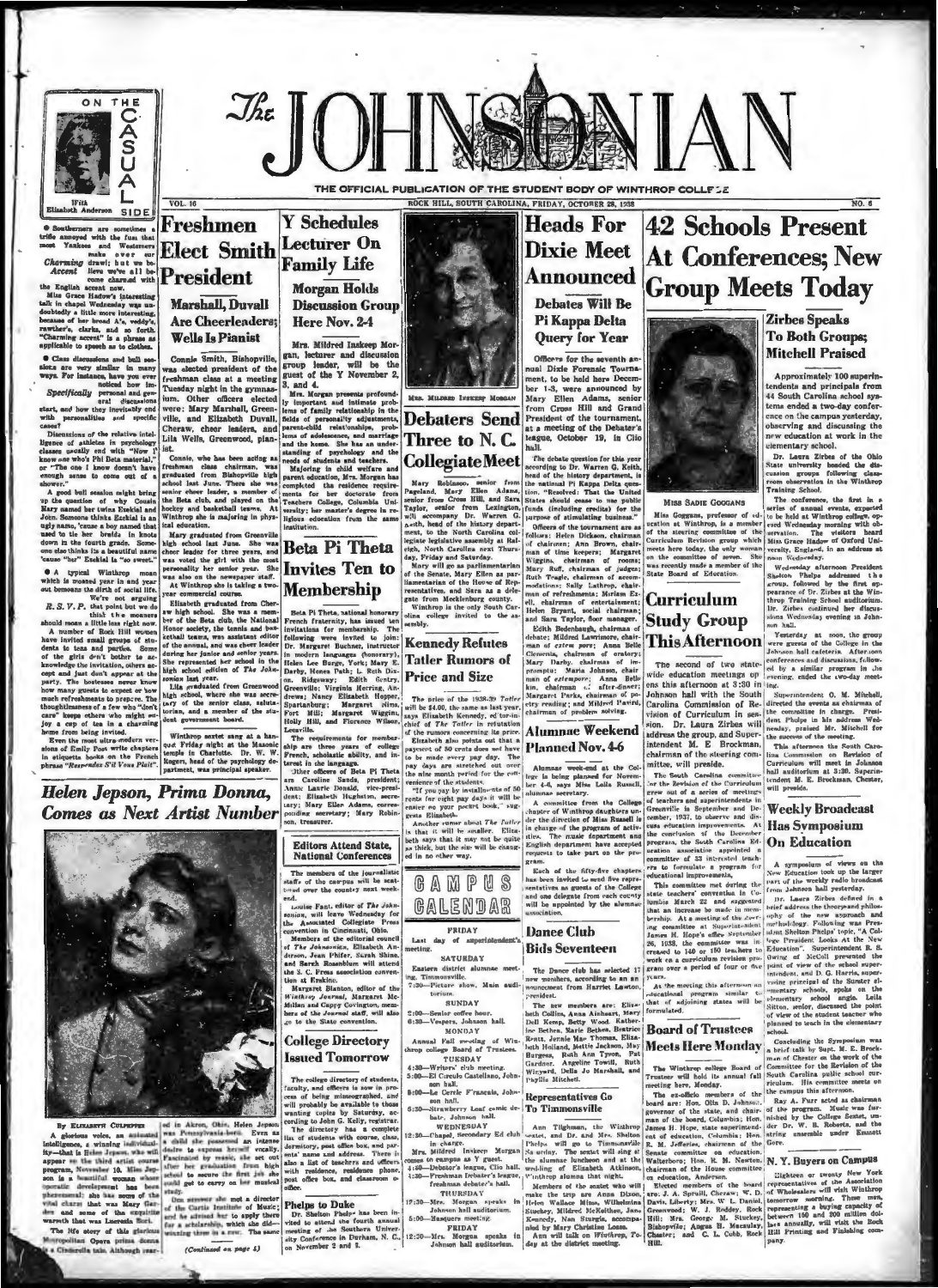# The JOHNSONIAN

THE OFFICIAL PUBLICATION OF THE STUDENT BODY OF WINTHROP COLLEGE

VOL. 16 — ROCK HILL, SOUTH CAROLINA, FRIDAY, OCTOBER 28, 1938 — NO. 6

## ON THE CASUAL SIDE

With Elizabeth Anderson

● Southerners are sometimes a trifle annoyed with the fuss that most Yankees and Westerners make over our *Charming* drawl; but we believe *Accent* Here we've all become charmed with the English accent now.

Miss Grace Hadow's interesting talk in chapel Wednesday was undoubtedly a little more interesting, because of her broad A's, veddy's, rawther's, clarks, and so forth. "Charming accent" is a phrase as applicable to speech as to clothes.

● Class discussions and bull sessions are very similar in many ways. For instance, have you ever noticed how *Specifically* personal and general discussions start, and how they inevitably end with personalities and specific cases?

Discussions of the relative intelligence of athletes in psychology classes usually end with "Now I know one who's Phi Beta material," or "The one I know doesn't have enough sense to come out of a shower."

A good bull session might bring up the question of why Cousin Mary named her twins Ezekial and John. Someone thinks Ezekial is an ugly name, 'cause a boy named that used to tie her braids in knots down in the fourth grade. Someone else thinks it a beautiful name 'cause "her" Ezekial is "so sweet."

● A typical Winthrop moan which is moaned year in and year out bemoans the dirth of social life. We're not arguing *R. S. V. P.* that point but we do think the moaners should moan a little less right now.

A number of Rock Hill women have invited small groups of students to teas and parties. Some of the girls don't bother to acknowledge the invitation, others accept and just don't appear at the party. The hostesses never know how many guests to expect or how much refreshments to prepare. The thoughtlessness of a few who "don't care" keeps others who might enjoy a cup of tea in a charming home from being invited.

Even the most ultra-modern versions of Emily Post write chapters in etiquette books on the French phrase "*Respondez S'il Vous Plait*".

## Freshmen Elect Smith President

### Marshall, Duvall Are Cheerleaders; Wells Is Pianist

Connie Smith, Bishopville, was elected president of the freshman class at a meeting Tuesday night in the gymnasium. Other officers elected were: Mary Marshall, Greenville, and Elizabeth Duvall, Cheraw, cheer leaders, and Lila Wells, Greenwood, pianist.

Connie, who has been acting as freshman class chairman, was graduated from Bishopville high school last June. There she was senior cheer leader, a member of the Beta club, and played on the hockey and basketball teams. At Winthrop she is majoring in physical education.

Mary graduated from Greenville high school last June. She was cheer leader for three years, and was voted the girl with the most personality her senior year. She was also on the newspaper staff. At Winthrop she is taking a two-year commercial course.

Elizabeth graduated from Cheraw high school. She was a member of the Beta club, the National Honor society, the tennis and basketball teams, was assistant editor of the annual, and was cheer leader during her junior and senior years. She represented her school in the high school edition of *The Johnsonian* last year.

Lila graduated from Greenwood high school, where she was secretary of the senior class, salutatorian, and a member of the student government board.

Winthrop sextet sang at a banquet Friday night at the Masonic temple in Charlotte. Dr. W. W. Rogers, head of the psychology department, was principal speaker.

## Y Schedules Lecturer On Family Life

### Morgan Holds Discussion Group Here Nov. 2-4

Mrs. Mildred Inskeep Morgan, lecturer and discussion group leader, will be the guest of the Y November 2, 3, and 4.

Mrs. Morgan presents profoundly important and intimate problems of family relationship in the fields of personality adjustments, parent-child relationships, problems of adolescence, and marriage and the home. She has an understanding of psychology and the needs of students and teachers.

Majoring in child welfare and parent education, Mrs. Morgan has completed the residence requirements for her doctorate from Teachers College, Columbia University; her master's degree in religious education from the same institution.

MRS. MILDRED INSKEEP MORGAN

## Debaters Send Three to N. C. Collegiate Meet

Mary Robinson, senior from Pageland, Mary Ellen Adams, senior from Cross Hill, and Sara Taylor, senior from Lexington, will accompany Dr. Warren G. Keith, head of the history department, to the North Carolina collegiate legislative assembly at Raleigh, North Carolina next Thursday, Friday and Saturday.

Mary will go as parliamentarian of the Senate, Mary Ellen as parliamentarian of the House of Representatives, and Sara as a delegate from Mecklenburg county.

Winthrop is the only South Carolina college invited to the assembly.

## Beta Pi Theta Invites Ten to Membership

Beta Pi Theta, national honorary French fraternity, has issued ten invitations for membership. The following were invited to join: Dr. Margaret Buchner, instructor in modern languages (honorary), Helen Lee Burge, York; Mary E. Darby, Honea Path; L. Beth Dixon, Ridgeway; Edith Gentry, Greenville; Virginia Herring, Andrews; Nancy Elizabeth Hopper, Spartanburg; Margaret Hinds, Fort Mill; Margaret Wiggins, Holly Hill, and Florence Wilson, Leesville.

The requirements for membership are three years of college French, scholastic ability, and interest in the language.

Other officers of Beta Pi Theta are Caroline Sands, president; Annie Laurie Donald, vice-president; Elizabeth Hughston, secretary; Mary Ellen Adams, corresponding secretary; Mary Robinson, treasurer.

## Helen Jepson, Prima Donna, Comes as Next Artist Number

By ELIZABETH CULPEPPER

A glorious voice, an animated intelligence, a winning individuality—that is Helen Jepson, who will appear on the third artist course program, November 16. Miss Jepson is a beautiful woman whose musicianly development has been phenomenal; she has some of the vital charm that was Mary Garden and some of the exquisite warmth that was Lucrezia Bori.

The life story of this glamorous Metropolitan Opera prima donna is a Cinderella tale. Although reared in Akron, Ohio, Helen Jepson was Pennsylvania-born. Even as a child she possessed an intense desire to express herself vocally. Fascinated by music, she set out after her graduation from high school to secure the first job which would get her to carry on her musical study.

The answer she met a director of the Curtis Institute of Music; and he advised her to apply there for a scholarship, which she did—winning three in a row. The same

(Continued on page 4)

## Editors Attend State, National Conferences

The members of the journalistic staffs of the campus will be scattered over the country next weekend.

Louise Fant, editor of *The Johnsonian*, will leave Wednesday for the Associated Collegiate Press convention in Cincinnati, Ohio.

Members of the editorial council of *The Johnsonian*, Elizabeth Anderson, Jean Phifer, Sarah Shine, and Sarah Rosenblum will attend the S. C. Press association convention at Erskine.

Margaret Blanton, editor of the *Winthrop Journal*, Margaret McMillan and Cappy Covington, members of the *Journal* staff, will also go to the State convention.

## College Directory Issued Tomorrow

The college directory of students, faculty, and officers is now in process of being mimeographed, and will probably be available to those wanting copies by Saturday, according to John G. Kelly, registrar.

The directory has a complete list of students with course, class, dormitory, post office box, and parents' name and address. There is also a list of teachers and officers with residence, residence phone, post office box, and classroom or office.

## Phelps to Duke

Dr. Shelton Phelps has been invited to attend the fourth annual meeting of the Southern University Conference in Durham, N. C., on November 2 and 3.

## Heads For Dixie Meet Announced

### Debates Will Be Pi Kappa Delta Query for Year

Officers for the seventh annual Dixie Forensic Tournament, to be held here December 1-3, were announced by Mary Ellen Adams, senior from Cross Hill and Grand President of the tournament, at a meeting of the Debater's league, October 19, in Clio hall.

The debate question for this year according to Dr. Warren G. Keith, head of the history department, is the national Pi Kappa Delta question. "Resolved: That the United States should cease to use public funds (including credits) for the purpose of stimulating business."

Officers of the tournament are as follows: Helen Dickson, chairman of chairmen; Ann Brown, chairman of time keepers; Margaret Wiggins, chairman of rooms; Mary Ruff, chairman of judges; Ruth Teague, chairman of accommodations; Sally Lathrop, chairman of refreshments; Miriam Ezell, chairman of entertainment; Helen Bryant, social chairman; and Sara Taylor, floor manager.

Edith Bedenbaugh, chairman of debate; Mildred Lawrimore, chairman of *extem pore*; Anna Belle Clements, chairman of oratory; Mary Darby, chairman of impromptu; Maria Johnson, chairman of *extempore*; Anna Belle Parks, chairman of poetry reading; and Mildred Dadd, chairman of problem solving.

## Kennedy Refutes Tatler Rumors of Price and Size

The price of the 1938-39 *Tatler* will be $4.00, the same as last year, says Elizabeth Kennedy, editor-in-chief of *The Tatler* in refutation of the rumors concerning the price. Elizabeth also points out that a payment of 50 cents does not have to be made every pay day. The pay days are stretched out over the nine month period for the convenience of the students.

"If you pay in installments of 50 cents for eight pay days it will be easier on your pocket book," suggests Elizabeth.

Another rumor about *The Tatler* is that it will be smaller. Elizabeth says that it may not be quite as thick, but the size will be changed in no other way.

## CAMPUS CALENDAR

**FRIDAY**

Last day of superintendent's meeting.

**SATURDAY**

Eastern district alumnae meeting, Timmonsville.

7:30—Picture show, Main auditorium.

**SUNDAY**

2:00—Senior coffee hour.

6:30—Vespers, Johnson hall.

**MONDAY**

Annual Fall meeting of Winthrop college Board of Trustees.

**TUESDAY**

4:30—Writers' club meeting.

5:00—El Circulo Castellano, Johnson hall.

8:00—Le Cercle Français, Johnson hall.

6:30—Strawberry Leaf comic debate, Johnson hall.

**WEDNESDAY**

12:30—Chapel, Secondary Ed club in charge.

Mrs. Mildred Inskeep Morgan comes to campus as Y guest.

4:00—Debater's league, Clio hall.

4:30—Freshman Debater's league, freshman debater's hall.

**THURSDAY**

12:30—Mrs. Morgan speaks in Johnson hall auditorium.

5:00—Masquers meeting.

**FRIDAY**

12:30—Mrs. Morgan speaks in Johnson hall auditorium.

## Alumnae Weekend Planned Nov. 4-6

Alumnae week-end at the College is being planned for November 4-6, says Miss Leila Russell, alumnae secretary.

A committee from the College chapter of Winthrop daughters under the direction of Miss Russell is in charge of the program of activities. The music department and English department have accepted requests to take part on the program.

Each of the fifty-five chapters has been invited to send five representatives as guests of the College and one delegate from each county will be appointed by the alumnae association.

## Dance Club Bids Seventeen

The Dance club has selected 17 new members, according to an announcement from Harriet Lawton, president.

The new members are: Elizabeth Collins, Anna Airheart, Mary Dell Kemp, Betty Wood, Katherine Bethea, Marie Bethea, Beatrice Rents, Jennie Mae Thomas, Elizabeth Holland, Mattie Jackson, May Burgess, Ruth Ann Tyson, Pat Gardner, Angeline Towill, Ruth Winyard, Della Jo Marshall, and Phyllis Mitchell.

## Representatives Go To Timmonsville

Ann Tilghman, the Winthrop sextet, and Dr. and Mrs. Shelton Phelps will go to Timmonsville Saturday. The sextet will sing at the alumnae luncheon and at the wedding of Elizabeth Atkinson, Winthrop alumna that night.

Members of the sextet who will make the trip are Anna Dixon, Helen Wallace Mims, Wilhelmina Rhodes, Mildred McKeithen, Jane Kennedy, Nan Sturgis, accompanied by Mary Christine Losse.

Ann will talk on Winthrop, Today at the district meeting.

## 42 Schools Present At Conferences; New Group Meets Today

MISS SADIE GOGGANS

Miss Goggans, professor of education at Winthrop, is a member of the steering committee of the Curriculum Revision group which meets here today, the only woman on the committee of seven. She was recently made a member of the State Board of Education.

### Zirbes Speaks To Both Groups; Mitchell Praised

Approximately 100 superintendents and principals from 44 South Carolina school systems ended a two-day conference on the campus yesterday, observing and discussing the new education at work in the elementary school.

Dr. Laura Zirbes of the Ohio State university headed the discussion groups following classroom observation in the Winthrop Training School.

The conference, the first in a series of annual events, expected to be held at Winthrop college, opened Wednesday morning with observation. The visitors heard Miss Grace Hadow of Oxford University, England, in an address at noon Wednesday.

Wednesday afternoon President Shelton Phelps addressed the group, followed by the first appearance of Dr. Zirbes at the Winthrop Training School auditorium. Dr. Zirbes continued her discussions Wednesday evening in Johnson hall.

Yesterday at noon, the group were guests of the College in the Johnson hall cafeteria. Afternoon conferences and discussions, followed by a similar program in the evening, ended the two-day meeting.

Superintendent O. M. Mitchell, directed the events as chairman of the committee in charge. President Phelps in his address Wednesday, praised Mr. Mitchell for the success of the meeting.

This afternoon the South Carolina Commission on Revision of Curriculum will meet in Johnson hall auditorium at 3:30. Superintendent M. E. Brockman, Chester, will preside.

## Curriculum Study Group This Afternoon

The second of two statewide education meetings opens this afternoon at 3:30 in Johnson hall with the South Carolina Commission of Revision of Curriculum in session. Dr. Laura Zirbes will address the group, and Superintendent M. E. Brockman, chairman of the steering committee, will preside.

The South Carolina committee for the Revision of the Curriculum grew out of a series of meetings of teachers and superintendents in Greenville in September and December, 1937, to observe and discuss education improvements. At the conclusion of the December program, the South Carolina Education association appointed a committee of 33 interested teachers to formulate a program for educational improvements.

This committee met during the state teachers' convention in Columbia March 22 and suggested that an increase be made in membership. At a meeting of the steering committee at Superintendent James H. Hope's office September 26, 1938, the committee was increased to 140 or 150 teachers to work on a curriculum revision program over a period of four or five years.

As the meeting this afternoon an educational program similar to that of adjoining states will be formulated.

## Board of Trustees Meets Here Monday

The Winthrop college Board of Trustees will hold its annual fall meeting here, Monday.

The ex-officio members of the board are: Hon. Olin D. Johnston, governor of the state, and chairman of the board, Columbia; Hon. James H. Hope, state superintendent of education, Columbia; Hon. R. M. Jefferies, chairman of the Senate committee on education, Walterboro; Hon. R. M. Newton, chairman of the House committee on education, Anderson.

Elected members of the board are: J. A. Spruill, Cheraw; W. D. Davis, Liberty; Mrs. W. L. Daniel, Greenwood; W. J. Roddey, Rock Hill; Mrs. George M. Stuckey, Bishopville; Angus H. Macaulay, Chester; and C. L. Cobb, Rock Hill.

## Weekly Broadcast Has Symposium On Education

A symposium of views on the New Education took up the larger part of the weekly radio broadcast from Johnson hall yesterday.

Dr. Laura Zirbes defined in a brief address the theory and philosophy of the new approach and methodology. Following was President Shelton Phelps' topic, "A College President Looks At the New Education". Superintendent E. S. Owing of McColl presented the point of view of the school superintendent, and D. G. Harris, supervising principal of the Sumter elementary schools, spoke on the elementary school angle. Leila Sitton, senior, discussed the point of view of the student teacher who planned to teach in the elementary school.

Concluding the Symposium was a brief talk by Supt. M. E. Brockman of Chester on the work of the Committee for the Revision of the South Carolina public school curriculum. His committee meets on the campus this afternoon.

Ray A. Furr acted as chairman of the program. Music was furnished by the College Sextet, under Dr. W. B. Roberts, and the string ensemble under Emmett Gore.

## N. Y. Buyers on Campus

Eighteen or twenty New York representatives of the Association of Wholesalers will visit Winthrop tomorrow morning. These men, representing a buying capacity of between 150 and 200 million dollars annually, will visit the Rock Hill Printing and Finishing company.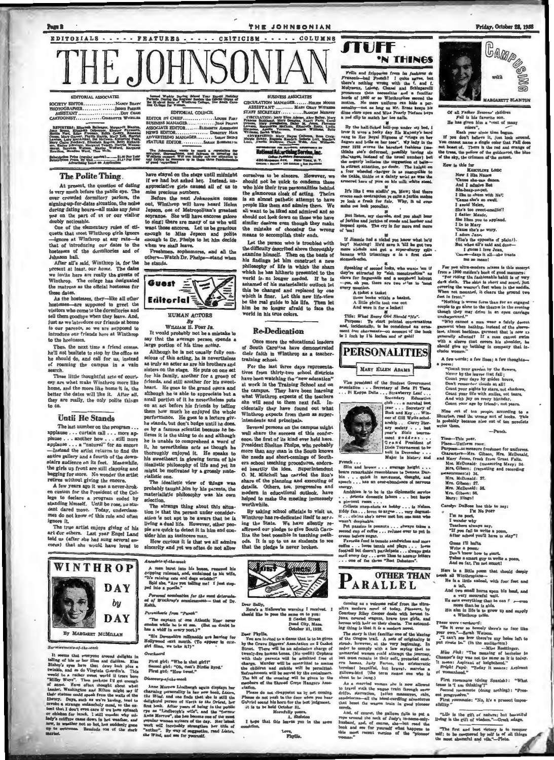EDITORIALS - - - - - FEATURES - - - - - CRITICISM - - - - - COLUMNS

# THE JOHNSONIAN

EDITORIAL ASSOCIATES

SOCIETY EDITOR ........ NANCY BEATY
PHOTOGRAPHER ........ JESSIE PARKER
ASSISTANT ........ DOT CARR
CARTOONIST ........ CHARLOTTE WHEELER

EDITORIAL COUNCIL

EDITOR IN CHIEF ........ LOUISE FANT
BUSINESS MANAGER ........ JEAN PRUITT
ASSOCIATE EDITOR ........ ELIZABETH ANDERSON
NEWS EDITOR ........ DOROTHY HAIR
ADVERTISING MANAGER ........ SARAH SHIRE
FEATURE EDITOR ........ SARAH ROSENBLUM

BUSINESS ASSOCIATES

CIRCULATION MANAGER ........ HELEN MOORE
ASSISTANT ........ MARY GRAY WITHERS
STAFF SECRETARY ........ FRANCES MURPHY

Subscription Price (regular session) ........ $1.00 Per Year
Subscription Price, By Mail ........ $1.50 Per Year
Advertising Rates on Application

National Advertising Service, Inc.

## The Polite Thing

At present, the question of dating is very much before the public eye. The over crowded dormitory parlors, the signing-up-for-dates situation, the noise during dating hours—all make any faux pas on the part of us or our visitor doubly noticeable.

One of the elementary rules of etiquette that most Winthrop girls ignore—ignore at Winthrop at any rate—is that of introducing our dates to the hostesses of the dormitories and of Johnson hall.

After all's said, Winthrop is, for the present at least, our *home*. The dates we invite here are really the guests of Winthrop. The college has designated the matrons as the official hostesses for these dates.

As the hostesses, they—like all other hostesses—are supposed to greet the visitors who come to the dormitories and tell them goodbye when they leave. And, just as we introduce our friends at home to our parents, so we are supposed to introduce our friends here at Winthrop to the hostesses.

Then, the next time a friend comes, he'll not hesitate to stop by the office as he should do, and call for us, instead of roaming the campus in a vain search.

These little thoughtful acts of courtesy are what make Winthrop more like home, and the more like home it is, the better the dates will like it. After all, they are really, the only polite things to do.

## Until He Stands

The last number on the program . . . applause . . . curtain call . . . more applause . . . another bow . . . still more applause . . . a "natural" for an encore—Instead the artist returns to find the entire gallery and a fourth of the downstairs audience on its feet. Meanwhile, the girls up front are still clapping and begging for more. No wonder the artist retires without giving the encore.

A few years ago it was a never-broken custom for the President of the College to declare a program ended by standing himself. Until he rose, no student dared move. Today, underclassmen do not know of this rule and often ignore it.

The true artist enjoys giving of his art for others. Last year Engel Land told us (after she had sung several encores) that she would have loved to have stayed on the stage until midnight if we had but asked her. Instead, unappreciative girls caused all of us to miss precious numbers.

Before the next *Johnsonian* comes out, Winthrop will have heard Helen Jepson, one of Metropolitan's greatest sopranos. She will have encores galore to sing; there are many of us who will want those encores. Let us be gracious enough to Miss Jepson and polite enough to Dr. Phelps to let him decide when we shall leave.

Freshmen, sophomores, and all the others—Watch Dr. Phelps—stand when he stands.

## Guest Editorial

### HUMAN ACTORS

By
WILLIAM E. FORT JR.

It would probably not be a mistake to say that the average person spends a large portion of his time *acting*.

Although he is not usually fully conscious of this acting, he is nevertheless as truly an actor as are his brothers and sisters on the stage. He puts on one act for his family, another for a group of friends, and still another for his sweetheart. He goes to the grand opera and although he is able to appreciate but a small portion of it he nevertheless puts on an act before his friends by telling them how much he enjoyed the whole performance. He goes to a lecture given by a famous scientist because he believes it is the thing to do and although he is unable to comprehend a word of it, he nevertheless acts as though he thoroughly enjoyed it. He speaks to his sweetheart in glowing terms of his idealistic philosophy of life and yet he might be motivated by a grossly materialistic one.

The idealistic view of things was probably taught him by his parents, the materialistic philosophy was his own selection.

The strange thing about this situation is that the person under consideration is not apt to be aware that he is living a dual life. However, other people are quick to detect it in him and consider him an insincere man.

How curious it is that we all admire sincerity and yet we often do not allow ourselves to be sincere. However, we should not be quick to condemn those who hide their true personalities behind the glamorous cloak of acting. Theirs is an almost pathetic attempt to have people like them and admire them. We all want to be liked and admired and so should not look down on those who have similar desires even though they make the mistake of choosing the wrong means to accomplish their ends.

Let the person who is troubled with the difficulty described above thoroughly examine himself. Then on the basis of his findings let him construct a new philosophy of life in which the sham which he has hitherto presented to the world is no longer needed. If he is ashamed of his materialistic outlook let this be changed and replaced by one which is finer. Let this new life-view be the real guide to his life. Then let him be no longer afraid to face the world in his true colors.

## Re-Dedication

Once more the educational leaders of South Carolina have demonstrated their faith in Winthrop as a teacher-training school.

For the last three days representatives from thirty-two school districts have been watching the "new education" at work in the Training School and on the campus. They have been learning what Winthrop expects of the teachers she will send to them next fall. Incidentally they have found out what Winthrop expects from them as superintendents and principals.

Several persons on the campus might well share the success of this conference, the first of its kind ever held here. President Shelton Phelps, who probably more than any man in the South knows the needs and short-comings of Southern school teaching procedures, endorsed heartily the idea. Superintendent O. M. Mitchell has carried the lion's share of the planning and executing of details. Others, too, progressive and modern in educational outlook, have helped to make the meeting immensely worthwhile.

By asking school officials to visit us, Winthrop has re-dedicated itself to serving the State. We have silently reaffirmed our pledge to give South Carolina the best possible in teaching methods. It is up to us as students to see that the pledge is never broken.

## WINTHROP DAY by DAY

By MARGARET MCMILLAN

*Surmisements-of-the-week*

It seems that everyone around delights in telling of his or her likes and dislikes. Miss Bishop's eyes have that dewy look plus a twinkle, and so do Virginia Gourdin's. This would be a rather sweet world if trees bore "Milky Ways". Then perhaps I'd get enough of same. Have often thought about what Lanier, Washington and Milton might say if their statues could speak from the walls of the library. Days, such as we're having, tend to invoke a strange melancholy mood, to the extent that I don't even care if we have spinach or chicken for lunch. I still wonder why milady's coiffure came down in hot weather, and now, in weather not so hot, has suddenly gone up to extremes. Reminds one of the stock market.

*Anecdote-of-the-week*

A man burst into his house, removed his dripping raincoat, and exclaimed to his wife, "It's raining cats and dogs outside!"

Said she, "Are you telling me? I just stepped into a poodle."

*Personal nomination for the most determined of Winthrop's countenances*—that of Dr. Keith.

*Parenthesis from "Punch"*

"The captain of one Atlantic liner never smokes while he is at sea. (But no doubt he has a whiff in every port.)"

"Six Devonshire milkmaids are leaving for Hollywood next month. (To appear in cow-girl films, we take it?)"

*Overheard*

First girl: "Who is that girl?"
Second girl: "Oh, that's Birdie Byrd."
First girl: "How tweet."

*Discovery-of-the-week*

Anne Morrow Lindbergh again displays her charming personality in her new book, *Listen, the Wind*, and one finds that she is still the delightful person of *North to the Orient*, her first book. After years of being in the public eye as "Lindbergh's wife", and the "former Anne Morrow", she has become one of the most popular women writers of the day. Her latest work will inevitably strengthen her title of "author". By way of suggestion, read *Listen, the Wind*, and see for yourself.

## Lost and Found

Dear Sally,

Here's a Hallowe'en warning I received. I should like to pass the same on to you:

2 Casket Street
Dead City, Mass.
October 31, 1938.

Dear Phyllis,

You are invited to a dance that is to be given by the Grave Diggers' Association on 2 Casket Street. There will be an admission charge of twenty-five human bones. (No credit) Orphans with their parents will be admitted free of charge. Murder will be committed to amuse the children and suicide will be permitted. Refreshments will be served by the embalmers. The bit of the evening will be given by the members of the Shroud Crepe Hangers Association.

Please do not disappoint us by not coming. Please do not rush to the door when you hear Gabriel sound his horn for the last judgment. It is to be held October 31.

Mournfully yours,
A. Skeleton

I hope that this leaves you in the same condition.

Love,
Phyllis.

## STUFF 'N THINGS

Frills and fripperies from les fashions de Francais—bad French? I quite agree, but there's nothing wrong with the F. and F. Molyneux, Lelong, Chanel and Schiaparelli pronounce them necessities and a familiar horde of 1000 or so Winthropites second the motion. No more uniform can hide a personality—not as long as Mr. Rosas keeps his Siren Tower open and Miss Pearly Pinface buys a red clip to match her toe nails.

By the hall-licked lolli-pop under my bed, I trow it were a lucky day His Majesty's bard sang to Her Royal Highness of "rings on her fingers and bells on her toes". My lady in the year 1938 scorns the barefoot fashions (methinks she's deformed, possibly having six phalanges, instead of the usual number) but she eagerly imitates the suggestion of bells—to attract attention, no doubt. The knight on a four wheeled charger is as susceptible to the tinkle, tinkle on a dainty wrist as was the armored hero of yore on his milk white steed.

It's like I was sayin' ya, Maw; that there cross neck contraption ye calls a jerkin makes ye look a freak for fair. Why, it ud even make me look peculiar.

But listen, my cherubs, and you shall hear of Jerkins and jerkins of suede and leather and leopard spots. The cry is for more and more of 'em!

If Jimmie had a nickel you know what he'd buy? Nothing! He'd save it 'till he got two more nickels and get a super-slurpy split banana with trimmings a la a first class stomach-ache.

Speaking of second looks, who wants 'em if they're attracted by "sich monstrosities" as claws for fingernails and a soupbowl haircut—yes, oh yes, there are two sides to most every question.

A tisket a tasket
Some books within a basket.
A little girlie took one out
And wore it for a locket!

Title: *What Every Girl Should "No"*.
Purpose: To start pointed conversations and, incidentally, to be considered an ornament. (In answer to account of the book is 1 inch by 1½ inches and of gold!

## PERSONALITIES

MARY ELLEN ADAMS

Vice president of the Student Government association . . . Secretary of Beta Pi Theta . . . Pi Kappa Delta . . . Strawberry Leaf . . . Secondary Education club . . . a marshal last year . . . Secretary of Book and Key . . . Winner of Gill Wylie scholarship . . . Curry literary society . . . last year's Dixie tournament goddess . . . Grand President of Dixie Tournament to be held in December . . . Major in history and French . . .

Slim and brown . . . average height . . . bears remarkable resemblance to Deanna Durbin . . . quick in movement, thought, and speech . . . has an over-abundance of nervous energy.

Ambition is to be in the diplomatic service . . . detests domestic labors . . . but keeps a pin-neat room . . .

Collects snap-shots as hobby . . . is Nelson Eddy fan . . . loves to argue . . . very dogmatic . . . claims she's never met but one man who wasn't despicable.

Pet passion is peanuts . . . always takes a second cup of coffee . . . refuses ever to put in cream before sugar.

Favorite food is tomato sandwiches and more coffee . . . loves tennis and plays . . . loves football but doesn't participate . . . always gets mail every day . . . even likes to answer letters . . . one of the three "Best Debaters".

## OTHER THAN PARALLEL

Coming as a welcome relief from the ultra-ultra modern novel of today, *Pioneers*, by Courtney Riley Cooper deals with horses, Indians, covered wagons, brave true girls, and heroes with hair on their chests. The astounding thing is that it is a modern novel.

The story is that familiar one of the blazing of the Oregon trail. A note of originality is struck, however, at the very beginning. In order to comply with a law saying that no unmarried women could attempt the journey, but must remain in their soft, protected eastern homes, Judy Barton, the aristocratic heroine (beautiful, but brave), marries a gallows-bird (the term means one who is about to be hung.)

As a married woman she is now allowed to travel with the wagon train through snow drifts, starvation, Indian massacres, rain, sandstorms—all the blood-curdling adventures that beset the wagon train in good pioneer novels.

And, of course, the gallows fails to put a rope around the neck of Judy's in-name-only husband, and, of course, she—but read the book and see for yourself what happens to this most recent version of the "pioneer woman."

## CAMPUSING with MARGARETT BLANTON

Of all Father Seasons' children
Fall is his favorite son.
He has given him a "coat of many colors",
Each year since time begun.

If you don't believe it, just look around. You cannot name a single color that Fall does not boast of. There is the red and orange of the trees, the yellow of the goldenrod, the blue of the sky, the crimson of the sunset.

How is this for

MASCULINE LOGIC

Now I like Nance
'Cause she-can dance
And I admire Bet
She-beep-pe-pet.
I like to chum with Nell
'Cause she's so well.
I avoid Helen,
She's too sweet-smellin'!
I flatter Maude,
She likes you to applaud.
I lie to Mary
'Cause she's so wary.
I adore Jane.
(She's the opposite of plain!).
But when all's said and done—
I guess I love Jean,
'Cause—dog it all—she treats me so mean!

For you ultra-modern misses is this excerpt from a 1900 maiden's book of good manners:

"For riding the fashionable habit is of very dark cloth. The skirt is short and scant, just covering the wearer's feet when in the saddle. When not mounted, it clears the ground two feet in front."

"Nothing is worse form than for an engaged couple to go alone to the theatre in the evening though they may drive in an open carriage unchaperoned."

"Why cannot a man wear a fairly decent garment when bathing, instead of the sleeveless, almost backless garment that is now so generally affected? If a man cannot swim with a sleeve that covers his shoulder, he should give up bathing in company that includes women."

A few words; a few lines; a few thoughts—a poem:

"Count your garden by the flowers,
Never by the leaves that fall;
Count your days by golden hours,
Don't remember clouds at all!
Count your nights by stars, not shadows,
Count your life with smiles, not tears,
And with joy on every birthday,
Count your age by friends, not years.

Nine out of ten people, according to a librarian, read the wrong sort of books. This is probably because nine out of ten novelists write them. —Punch.

Time—This year.
Place—Uniform room.
Purpose—to measure freshmen for uniforms.
Characters—Mrs. Gibson, Mrs. McDonald, and Mary Jones, fresh from Great Falls.
Mrs. McDonald: (measuring Mary) 34.
Mrs. Gibson: (repeating and recording measurements) 34.
Mrs. McDonald: 27.
Mrs. Gibson: 27.
Mrs. McDonald: 36.
Mrs. Gibson: 36.
Mary: Bingo!

Carolyn DuBose has this to say:

I'M NO POET
I'm no poet,
I wonder why
Teachers always say,
"If you fail to write a poem,
After school you'll have to stay"!

Guess I'll hafta
Write a poem,
Don't know how to start,
Takes a smart guy to write a poem,
And so far, I'm not smart!

Here is a little poem that should deeply touch all Winthropians—

He is a little animal, with four feet and a tail,
And two small horns upon his head, and a very mournful wail.
He eats everything that he can find—even more than he is able.
His aim in life is to grow up and supply a Winthrop table.

*These were overheard:*

"Be it ever so homely there's no face like your own."—Sarah Watson.

"I can't see how there're any holes left to put rivets in." (in the auditorium) —Miss Roettinger.

*Miss Fish:* "The meaning of bachelor in Chaucer's day was not the same as it is today. It meant: Aspirant of knighthood."

*Bright Pupil:* "Today it means: Aspirant of womanhood."

First roommate (doing Spanish): "What tense is 'I am thinking'?"

Second roommate (doing nothing): "Present progressive."

First roommate: "No, it's a present impossibility."

"Life is the gift of nature; but beautiful living is the gift of wisdom."—Greek adage.

"The first and best victory is to conquer self; to be conquered by self is of all things the most shameful and vile."—Plato.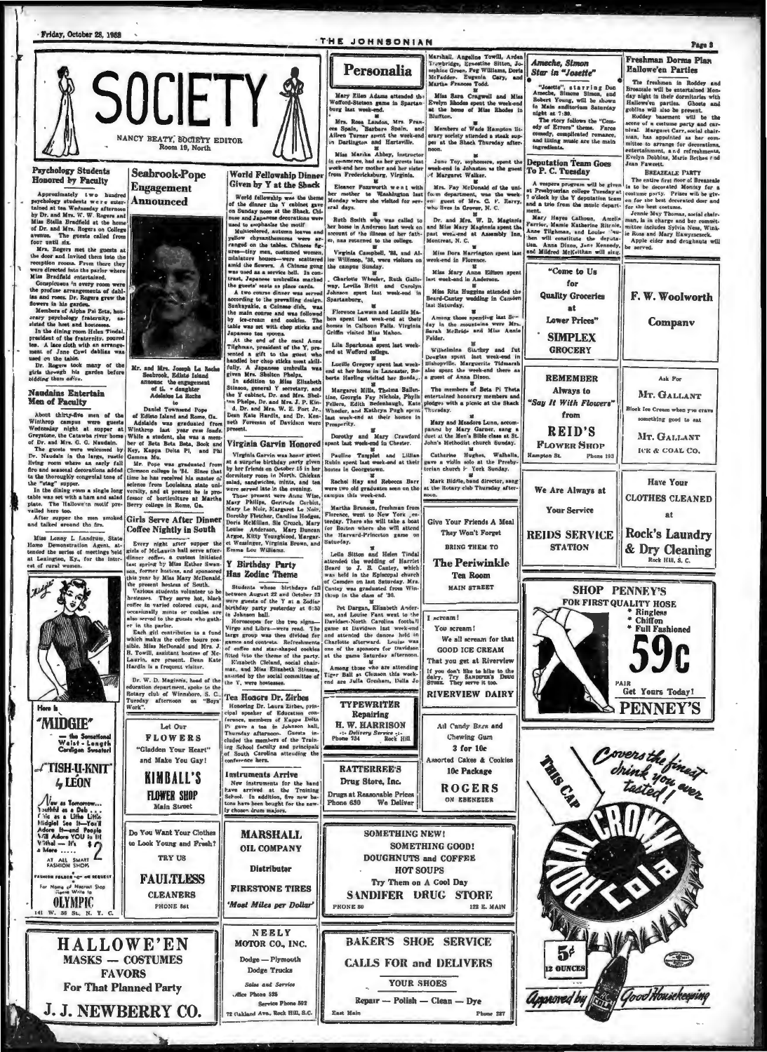# SOCIETY

NANCY BEATY, SOCIETY EDITOR
Room 19, North

## Psychology Students Honored by Faculty

Approximately two hundred psychology students were entertained at tea Wednesday afternoon by Dr. and Mrs. W. W. Rogers and Miss Stella Bradfield at the home of Dr. and Mrs. Rogers on College avenue. The guests called from four until six.

Mrs. Rogers met the guests at the door and invited them into the reception rooms. From there they were directed into the parlor where Miss Bradfield entertained.

Conspicuous in every room were the profuse arrangements of dahlias and roses. Dr. Rogers grew the flowers in his garden.

Members of Alpha Psi Zeta, honorary psychology fraternity, assisted the host and hostesses.

In the dining room Helen Tindal, president of the fraternity, poured tea. A lace cloth with an arrangement of Jane Cowl dahlias was used on the table.

Dr. Rogers took many of the girls through his garden before bidding them adieu.

## Naudains Entertain Men of Faculty

About thirty-five men of the Winthrop campus were guests Wednesday night at supper at Greystone, the Catawba river home of Dr. and Mrs. G. G. Naudain. The guests were welcomed by Dr. Naudain in the large, rustic living room where an early fall fire and seasonal decorations added to the thoroughly congenial tone of the "stag" supper.

In the dining room a single long table was set with a ham and salad plate. The Hallowe'en motif prevailed here too.

After supper the men smoked and talked around the fire.

Miss Lenny L. Landrum, State Home Demonstration Agent, attended the series of meetings held at Lexington, Ky., for the interest of rural women.

Here is "MIDGIE" — the Sensational Waist-Length Cardigan Sweater! "TISH-U-KNIT" by LEON

New as Tomorrow... Youthful as a Deb... Cute as a Little Little Midgie! See it—You'll Adore It—and People Will Adore YOU in it! Withal — it's a Mere ...... $2

AT ALL SMART FASHION SHOPS

FASHION FOLDER—on REQUEST
For Name of Nearest Shop Please Write to
OLYMPIC
141 W. 36 St., N. Y. C.

## Seabrook-Pope Engagement Announced

Mr. and Mrs. Joseph La Roche Seabrook, Edisto Island announce the engagement of their daughter Adelaide La Roche to Daniel Townsend Pope of Edisto Island and Rome, Ga.

Adelaide was graduated from Winthrop last year cum laude. While a student, she was a member of Beta Beta Beta, Book and Key, Kappa Delta Pi, and Phi Gamma Mu.

Mr. Pope was graduated from Clemson college in '34. Since that time he has received his master of science from Louisiana state university, and at present he is professor of horticulture at Martha Berry college in Rome, Ga.

## Girls Serve After Dinner Coffee Nightly in South

Every night after supper the girls of McLaurin hall serve after-dinner coffee, a custom initiated last spring by Miss Esther Swanson, former hostess, and sponsored this year by Miss Mary McDonald, the present hostess of South.

Various students volunteer to be hostesses. They serve hot, black coffee in varied colored cups, and occasionally mints or cookies are also served to the guests who gather in the parlor.

Each girl contributes to a fund which makes the coffee hours possible. Miss McDonald and Mrs. J. B. Towill, assistant hostess of McLaurin, are present. Dean Kate Hardin is a frequent visitor.

Dr. W. D. Maginnis, head of the education department, spoke to the Rotary club of Winnsboro, S. C., Tuesday afternoon on "Boys' Work".

Let Our FLOWERS "Gladden Your Heart" and Make You Gay!

KIMBALL'S FLOWER SHOP
Main Street

Do You Want Your Clothes to Look Young and Fresh? TRY US

FAULTLESS CLEANERS
PHONE 841

## World Fellowship Dinner Given by Y at the Shack

World fellowship was the theme of the dinner the Y cabinet gave on Sunday noon at the Shack. Chinese and Japanese decorations were used to emphasize the motif.

Multicolored, autumn leaves and yellow chrysanthemums were arranged on the tables. Chinese figures—tiny men, costumed women, miniature houses—were scattered amid the flowers. A Chinese gong was used as a service bell. In contrast, Japanese umbrellas marked the guests' seats as place cards.

A two course dinner was served according to the prevailing design. Sunkayakio, a Chinese dish, was the main course and was followed by ice-cream and cookies. The table was set with chop sticks and Japanese tea spoons.

At the end of the meal Anne Tilghman, president of the Y, presented a gift to the guest who handled her chop sticks most skillfully. A Japanese umbrella was given Mrs. Shelton Phelps.

In addition to Miss Elizabeth Stinson, general Y secretary, and the Y cabinet, Dr. and Mrs. Shelton Phelps, Dr. and Mrs. J. P. Kinard, Dr. and Mrs. W. E. Fort Jr., Dean Kate Hardin, and Dr. Kenneth Foreman of Davidson were present.

## Virginia Garvin Honored

Virginia Garvin was honor guest at a surprise birthday party given by her friends on October 18 in her dormitory room in North. Chicken salad, sandwiches, mints, and tea were served late in the evening.

Those present were Anne Wise, Mary Philips, Gertrude Corbitt, Mary Le Noir, Margaret Le Noir, Dorothy Fletcher, Caroline Hodges, Doris McMillan, Sis Crouch, Mary Louise Anderson, Mary Duncan Argoe, Kitty Youngblood, Margaret Westinger, Virginia Brown, and Emma Lou Williams.

## Y Birthday Party Has Zodiac Theme

Students whose birthdays fall between August 22 and October 23 were guests of the Y at a Zodiac birthday party yesterday at 6:30 in Johnson hall.

Horoscopes for the two signs—Virgo and Libra—were read. The large group was then divided for games and contests. Refreshments of coffee and star-shaped cookies fitted into the theme of the party.

Elizabeth Cleland, social chairman, and Miss Elizabeth Stinson, assisted by the social committee of the Y, were hostesses.

## Tea Honors Dr. Zirbes

Honoring Dr. Laura Zirbes, principal speaker of Education conference, members of Kappa Delta Pi gave a tea in Johnson hall, Thursday afternoon. Guests included the members of the Training School faculty and principals of South Carolina attending the conference here.

## Instruments Arrive

New instruments for the band have arrived at the Training School. In addition, five new batons have been bought for the newly chosen drum majors.

MARSHALL OIL COMPANY
Distributor
FIRESTONE TIRES
'Most Miles per Dollar'

NEELY MOTOR CO., INC.
Dodge — Plymouth
Dodge Trucks
Sales and Service
Office Phone 525
Service Phone 592
72 Oakland Ave., Rock Hill, S.C.

HALLOWE'EN MASKS — COSTUMES FAVORS For That Planned Party
J. J. NEWBERRY CO.

## Personalia

Mary Ellen Adams attended the Wofford-Stetson game in Spartanburg last week-end.

Mrs. Rosa Landon, Mrs. Frances Spain, "Barbara Spain, and Aileen Turner spent the week-end in Darlington and Hartsville.

Miss Marika Abbey, instructor in commerce, had as her guests last week-end her mother and her sister from Fredericksburg, Virginia.

Eleanor Foxworth went with her mother to Washington last Monday where she visited for several days.

Ruth Smith who was called to her home in Anderson last week on account of the illness of her father, has returned to the college.

Virginia Campbell, '38, and Alice Willimon, '38, were visitors on the campus Sunday.

Charlotte Wheeler, Ruth Galloway, Lewilla Britt and Carolyn Johnson spent last week-end in Spartanburg.

Florence Lawson and Lucille Mahon spent last week-end at their homes in Calhoun Falls. Virginia Griffin visited Miss Mahon.

Lila Sparkman spent last week-end at Wofford college.

Lucille Gregory spent last week-end at her home in Lancaster. Roberta Harling visited her Sunday.

Margaret Mills, Thelma Ballentine, Georgia Fay Nichols, Phyllis Fellers, Edith Bedenbaugh, Kate Wheeler, and Kathryn Pugh spent last week-end at their homes in Prosperity.

Dorothy and Mary Crawford spent last week-end in Chester.

Pauline Tarpley and Lillian Rubin spent last week-end at their homes in Georgetown.

Rachel Hay and Rebecca Barr were two old graduates seen on the campus this week-end.

Martha Brunson, freshman from Florence, went to New York yesterday. There she will take a boat for Boston where she will attend the Harvard-Princeton game on Saturday.

Leila Sitton and Helen Tindal attended the wedding of Harriet Beard to J. B. Cantey, which was held in the Episcopal church of Camden on last Saturday. Mrs. Cantey was graduated from Winthrop in the class of '36.

Pet Dargan, Elizabeth Anderson, and Louise Fant went to the Davidson-North Carolina football game at Davidson last week-end and attended the dance held in Charlotte afterward. Louise was one of the sponsors for Davidson at the game Saturday afternoon.

Among those who are attending Tiger Ball at Clemson this week-end are Julia Gresham, Della Jo Marshall, Angeline Towill, Arden Trowbridge, Ernestine Sitton, Josephine Green, Peg Williams, Doris McFadden, Eugenia Cary, and Martha Frances Todd.

Miss Sara Cragwell and Miss Evelyn Rhodes spent the week-end at the home of Miss Rhodes in Bluffton.

Members of Wade Hampton literary society attended a steak supper at the Shack Thursday afternoon.

June Toy, sophomore, spent the week-end in Johnston as the guest of Margaret Walker.

Mrs. Fay McDonald of the uniform department, was the week-end guest of Mrs. C. F. Barry, who lives in Grover, N. C.

Dr. and Mrs. W. D. Maginnis and Miss Mary Maginnis spent the past week-end at Assembly Inn, Montreat, N. C.

Miss Dora Harrington spent last week-end in Florence.

Miss Mary Anne Elthon spent last week-end in Anderson.

Miss Rita Huggins attended the Beard-Cantey wedding in Camden last Saturday.

Among those spending last Sunday in the mountains were Mrs. Sarah McBride and Miss Annie Felder.

Wilhelmina Starkey and Pat Douglas spent last week-end in Bishopville. Marguerite Tidmarsh also spent the week-end there as a guest of Anna Dixon.

The members of Beta Pi Theta entertained honorary members and pledges with a picnic at the Shack Thursday.

Mary and Meadors Lunn, accompanied by Mary Garner, sang a duet at the Men's Bible class at St. John's Methodist church Sunday.

Catherine Hughes, Walhalla, gave a violin solo at the Presbyterian church in York Sunday.

Mark Biddle, band director, sang at the Rotary club Thursday afternoon.

TYPEWRITER Repairing
H. W. HARRISON
-:- Delivery Service -:-
Phone 734 Rock Hill

RATTERREE'S Drug Store, Inc.
Drugs at Reasonable Prices
Phone 630 We Deliver

## Ameche, Simon Star in "Josette"

"Josette", starring Don Ameche, Simone Simon, and Robert Young, will be shown in Main auditorium Saturday night at 7:30.

The story follows the "Comedy of Errors" theme. Farce comedy, complicated romance, and lilting music are the main ingredients.

## Deputation Team Goes To P. C. Tuesday

A vespers program will be given at Presbyterian college Tuesday at 7 o'clock by the Y deputation team and a trio from the music department.

Mary Hayes Calhoun, Amelia Farrior, Mamie Katherine Ritchie, Anne Tilghman, and Louise Newton will constitute the deputation. Anna Dixon, Jane Kennedy, and Mildred McKeithan will sing.

"Come to Us for Quality Groceries at Lower Prices"
SIMPLEX GROCERY

REMEMBER Always to "Say It With Flowers" from
REID'S FLOWER SHOP
Hampton St. Phone 193

We Are Always at Your Service
REIDS SERVICE STATION

Give Your Friends A Meal They Won't Forget
BRING THEM TO
The Periwinkle Tea Room
MAIN STREET

I scream! You scream! We all scream for that GOOD ICE CREAM
That you get at Riverview
If you don't like to hike to the dairy, Try Sanders's Drug Store. They serve it too.
RIVERVIEW DAIRY

All Candy Bars and Chewing Gum 3 for 10c
Assorted Cakes & Cookies 10c Package
ROGERS
ON EBENEZER

SOMETHING NEW! SOMETHING GOOD!
DOUGHNUTS and COFFEE
HOT SOUPS
Try Them on A Cool Day
SANDIFER DRUG STORE
PHONE 80 122 E. MAIN

BAKER'S SHOE SERVICE
CALLS FOR and DELIVERS YOUR SHOES
Repair — Polish — Clean — Dye
East Main Phone 237

## Freshman Dorms Plan Hallowe'en Parties

The freshmen in Roddey and Breazeale will be entertained Monday night in their dormitories with Hallowe'en parties. Ghosts and goblins will also be present.

Roddey basement will be the scene of a costume party and carnival. Margaret Carr, social chairman, has appointed as her committee to arrange for decorations, entertainment, and refreshments, Evelyn Dobbins, Marie Bethea and Jean Fawcett.

BREAZEALE PARTY

The entire first floor of Breazeale is to be decorated Monday for a costume party. Prizes will be given for the best decorated door and for the best costume.

Jennie May Thomas, social chairman, is in charge and her committee includes Sylvia Ness, Winkie Ross and Mary Hawyszczuk.

Apple cider and doughnuts will be served.

F. W. Woolworth Company

Ask For MT. GALLANT
Block Ice Cream when you crave something good to eat

MT. GALLANT ICE & COAL CO.

Have Your CLOTHES CLEANED at
Rock's Laundry & Dry Cleaning
Rock Hill, S. C.

SHOP PENNEY'S FOR FIRST QUALITY HOSE
* Ringless
* Chiffon
* Full Fashioned

59c PAIR
Get Yours Today!
PENNEY'S

THIS CAP Covers the finest drink you ever tasted!
ROYAL CROWN Cola
5¢ 12 OUNCES
Approved by Good Housekeeping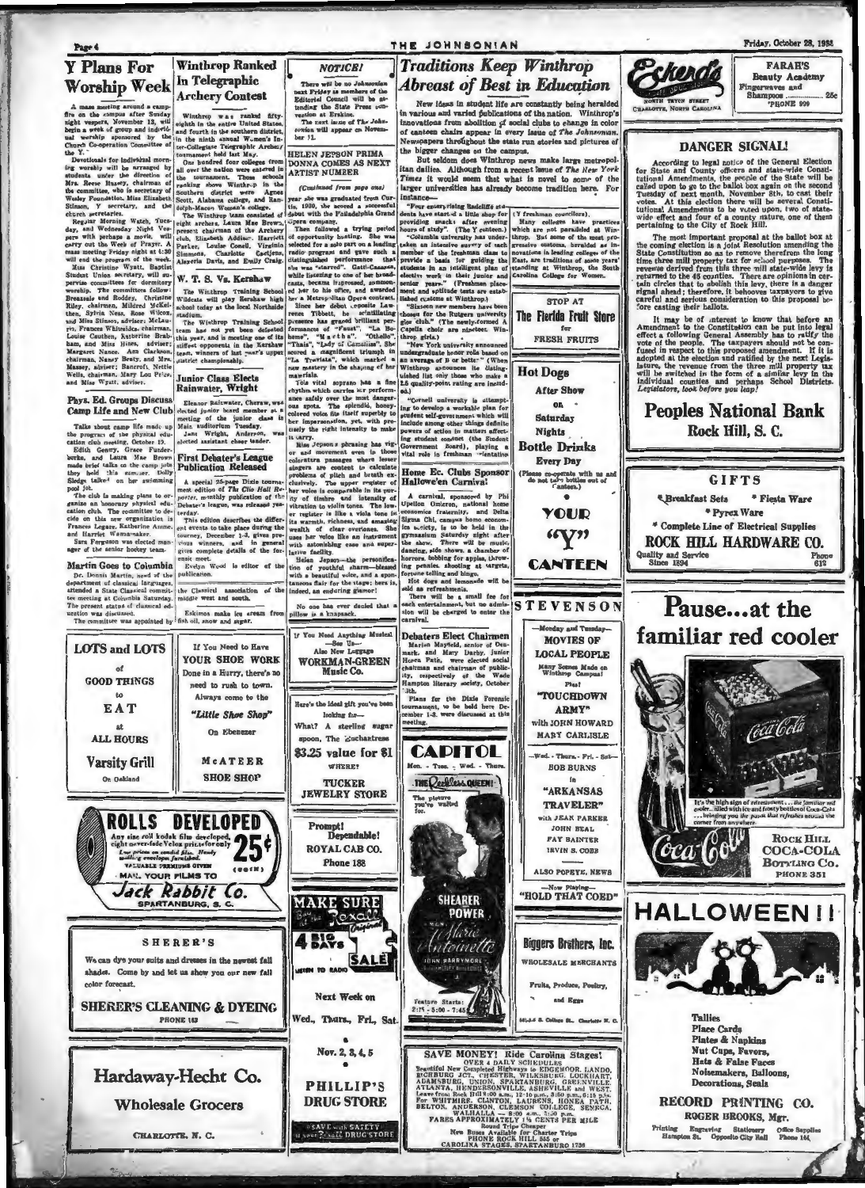# Y Plans For Worship Week

A mass meeting around a campfire on the campus after Sunday night vespers, November 13, will begin a week of group and individual worship sponsored by the Church Co-operation Committee of the Y.

Devotionals for individual morning worship will be arranged by students under the direction of Mrs. Reese Massey, chairman of the committee, who is secretary of Wesley Foundation. Miss Elizabeth Stinson, Y secretary, and the church secretaries.

Regular Morning Watch, Tuesday, and Wednesday Night Vespers with perhaps a movie, will carry out the Week of Prayer. A mass meeting Friday night at 6:30 will end the program of the week.

Miss Christine Wyatt, Baptist Student Union secretary, will supervise committees for dormitory worship. The committees follow: Breazeale and Roddey, Christine Riley, chairman, Mildred McKeithen, Sylvia Ness, Rose Wilcox, and Miss Stinson, adviser; McLaurin, Frances Whiteside, chairman, Louise Cauthen, Katherine Bingham, and Miss Hines, adviser; Margaret Nance, Ann Clarkson, chairman, Nancy Beaty, and Mrs. Massey, adviser; Bancroft, Nettie Wells, chairman, Mary Lou Price, and Miss Wyatt, adviser.

## Phys. Ed. Groups Discuss Camp Life and New Club

Talks about camp life made up the program of the physical education club meeting, October 19.

Edith Gentry, Grace Funderburke, and Laura Mae Brown made brief talks on the camp jobs they held this summer. Dolly Sledge talked on her swimming pool job.

The club is making plans to organize an honorary physical education club. The committee to decide on this new organization is Frances Legare, Katherine Anne, and Harriet Wannamaker.

Sara Ferguson was elected manager of the senior hockey team.

## Martin Goes to Columbia

Dr. Dennis Martin, head of the department of classical languages, attended a State Classical committee meeting at Columbia Saturday. The present status of classical education was discussed.

The committee was appointed by the Classical association of the middle west and south.

Eskimos make ice areas from fish oil, snow and sugar.

# Winthrop Ranked In Telegraphic Archery Contest

Winthrop was ranked fifty-eighth in the entire United States, and fourth in the southern district, in the ninth annual Women's Inter-Collegiate Telegraphic Archery tournament held last May.

One hundred four colleges from all over the nation were entered in the tournament. Those schools ranking above Winthrop in the Southern district were Agnes Scott, Alabama college, and Randolph-Macon Woman's college.

The Winthrop team consisted of eight archers, Laura Mae Brown, present chairman of the Archery club, Elizabeth Addison, Harriett Parker, Louise Conell, Virginia Simmons, Charlotte Gaetjens, Alexeria Davis, and Emily Craig.

## W. T. S. Vs. Kershaw

The Winthrop Training School Wildcats will play Kershaw high school today at the local Northside stadium.

The Winthrop Training School team has not yet been defeated this year, and is meeting one of its stiffest opponents in the Kershaw team, winners of last year's upper district championship.

## Junior Class Elects Rainwater, Wright

Eleanor Rainwater, Cheraw, was elected junior board member at a meeting of the junior class in Main auditorium Tuesday.

Jane Wright, Anderson, was elected assistant cheer leader.

## First Debater's League Publication Released

A special 25-page Dixie tournament edition of *The Clio Hall Reporter*, monthly publication of the Debater's league, was released yesterday.

This edition describes the different events to take place during the tourney, December 1-3, gives previous winners, and in general gives complete details of the forensic meet.

Evelyn Wood is editor of the publication.

---

**NOTICE!**

There will be no *Johnsonian* next Friday as members of the Editorial Council will be attending the State Press convention at Erskine.

The next issue of *The Johnsonian* will appear on November 11.

---

## HELEN JEPSON PRIMA DONNA COMES AS NEXT ARTIST NUMBER

*(Continued from page one)*

year she was graduated from Curtis, 1930, she scored a successful debut with the Philadelphia Grand Opera company.

Then followed a trying period of opportunity hunting. She was selected for a solo part on a leading radio program and gave such a distinguished performance that she was "starred". Gatti-Casazza, while listening to one of her broadcasts, became impressed, summoned her to his office, and awarded her a Metropolitan Opera contract.

Since her debut opposite Lawrence Tibbett, he scintillating presence has graced brilliant performances of "Faust", "La Boheme", "Martha", "Othello", "Thais", "Lady of Camellias". She scored a magnificent triumph in "La Traviata", which marked a new mastery in the shaping of her materials.

This vital soprano has a fine rhythm which carries her performances safely over the most dangerous spots. The splendid, honey-colored voice fits itself superbly to her impersonation, yet, with precisely the right intensity to make it carry.

Miss Jepson's phrasing has vigor and movement even in those coloratura passages where lesser singers are content to calculate problems of pitch and breath exclusively. The upper register of her voice is comparable in its purity of timbre and intensity of vibration to violin tones. The lower register is like a viola tone in its warmth, richness, and amazing wealth of clear overtones. She uses her voice like an instrument with astonishing ease and superlative facility.

Helen Jepson—the personification of youthful charm—blessed with a beautiful voice, and a spontaneous flair for the stage; here is, indeed, an enduring glamor!

No one has ever denied that a pillow is a knapsack.

# Traditions Keep Winthrop Abreast of Best in Education

New ideas in student life are constantly being heralded in various and varied publications of the nation. Winthrop's innovations from abolition of social clubs to change in color of canteen chairs appear in every issue of *The Johnsonian*. Newspapers throughout the state run stories and pictures of the bigger changes on the campus.

But seldom does Winthrop news make large metropolitan dailies. Although from a recent issue of *The New York Times* it would seem that what is novel to some of the larger universities has already become tradition here. For instance—

"Four enterprising Radcliffe students have started a little shop for providing snacks after evening hours of study". (The Y canteen.)

"Columbia university has undertaken an intensive survey of each member of the freshman class to provide a basis for guiding the students in an intelligent plan of elective work in their junior and senior years." (Freshman placement and aptitude tests are established customs at Winthrop.)

"Sixteen new members have been chosen for the Rutgers university glee club." (The newly-formed A Capella choir are nineteen. Winthrop girls.)

"New York university announced undergraduate honor rolls based on an average of B or better." (When Winthrop announces its distinguished list only those who make a 2.5 quality-point rating are included.)

"Cornell university is attempting to develop a workable plan for student self-government which will include among other things definite powers of action in matters affecting student conduct (the Student Government Board), playing a vital role in freshman orientation (Y freshman councilors).

Many colleges have practices which are not paralleled at Winthrop. But some of the most progressive customs, heralded as innovations in leading colleges of the East, are traditions of some years' standing at Winthrop, the South Carolina College for Women.

## Home Ec. Clubs Sponsor Hallowe'en Carnival

A carnival, sponsored by Phi Upsilon Omicron, national home economics fraternity, and Delta Sigma Chi, campus home economics society, is to be held in the gymnasium Saturday night after the show. There will be music, dancing, side shows, a chamber of horrors, bobbing for apples, throwing pennies, shooting at targets, fortune telling and bingo.

Hot dogs and lemonade will be sold as refreshments.

There will be a small fee for each entertainment, but no admission will be charged to enter the carnival.

## Debaters Elect Chairmen

Marion Mayfield, senior of Denmark, and Mary Darby, junior of Honea Path, were elected social chairman and chairman of publicity, respectively of the Wade Hampton literary society, October 13th.

Plans for the Dixie Forensic tournament, to be held here December 1-3, were discussed at this meeting.

## DANGER SIGNAL!

According to legal notice of the General Election for State and County officers and state-wide Constitutional Amendments, the people of the State will be called upon to go to the ballot box again on the second Tuesday of next month, November 8th, to cast their votes. At this election there will be several Constitutional Amendments to be voted upon, two of state-wide effect and four of a county nature, one of them pertaining to the City of Rock Hill.

The most important proposal at the ballot box at the coming election is a joint Resolution amending the State Constitution so as to remove therefrom the long time three mill property tax for school purposes. The revenue derived from this three mill state-wide levy is returned to the 46 counties. There are opinions in certain circles that to abolish this levy, there is a danger signal ahead; therefore, it behooves taxpayers to give careful and serious consideration to this proposal before casting their ballots.

It may be of interest to know that before an Amendment to the Constitution can be put into legal effect a following General Assembly has to ratify the vote of the people. The taxpayers should not be confused in respect to this proposed amendment. If it is adopted at the election and ratified by the next Legislature, the revenue from the three mill property tax will be switched in the form of a similar levy in the individual counties and perhaps School Districts. *Legislators, look before you leap!*

**Peoples National Bank**
Rock Hill, S. C.

---

**LOTS and LOTS** of **GOOD THINGS** to **EAT** at **ALL HOURS**

**Varsity Grill**
On Oakland

---

If You Need to Have **YOUR SHOE WORK** Done in a Hurry, there's no need to rush to town. Always come to the **"Little Shoe Shop"** On Ebenezer

**McATEER SHOE SHOP**

---

**ROLLS DEVELOPED 25¢**
Any size roll kodak film developed, eight never-fade Velox prints for only 25¢ (coin). Low prices on candid film. Handy mailing envelope furnished. VALUABLE PREMIUMS GIVEN.
MAIL YOUR FILMS TO
**Jack Rabbit Co.**
SPARTANBURG, S. C.

---

**SHERER'S**

We can dye your suits and dresses in the newest fall shades. Come by and let us show you our new fall color forecast.

**SHERER'S CLEANING & DYEING**
PHONE 163

---

**Hardaway-Hecht Co.**
**Wholesale Grocers**
CHARLOTTE, N. C.

---

If You Need Anything Musical —See Us— Also New Luggage
**WORKMAN-GREEN Music Co.**

---

Here's the ideal gift you've been looking for— What? A sterling sugar spoon, The Eucharist
**$3.25 value for $1**
WHERE?
**TUCKER JEWELRY STORE**

---

Prompt! Dependable!
**ROYAL CAB CO.**
Phone 188

---

**MAKE SURE** Buy the Rexall Original
**4 BIG DAYS SALE**
LISTEN TO RADIO
Next Week on Wed., Thurs., Fri., Sat.
Nov. 2, 3, 4, 5
**PHILLIP'S DRUG STORE**
SAVE with SAFETY at your Rexall DRUG STORE

---

**CAPITOL**
Mon. - Tues. - Wed. - Thurs.
THE Reckless QUEEN!
The picture you've waited for.
SHEARER POWER
Marie Antoinette
JOHN BARRYMORE
Feature Starts: 2:15 - 5:00 - 7:45

---

**STOP AT The Florida Fruit Store** for FRESH FRUITS

**Hot Dogs** After Show on Saturday Nights
**Bottle Drinks** Every Day
(Please co-operate with us and do not take bottles out of Canteen.)
**YOUR "Y" CANTEEN**

---

**STEVENSON**
—Monday and Tuesday—
**MOVIES OF LOCAL PEOPLE**
Many Scenes Made on Winthrop Campus!
Plus!
**"TOUCHDOWN ARMY"**
with JOHN HOWARD, MARY CARLISLE
—Wed. - Thurs. - Fri. - Sat.—
**BOB BURNS** in **"ARKANSAS TRAVELER"**
with JEAN PARKER, JOHN BEAL, FAY BAINTER, IRVIN S. COBB
ALSO POPEYE, NEWS
—Now Playing—
**"HOLD THAT COED"**

---

**Biggers Brothers, Inc.**
WHOLESALE MERCHANTS
Fruits, Produce, Poultry, and Eggs
301-3-5 S. College St., Charlotte, N. C.

---

**SAVE MONEY! Ride Carolina Stages!**
OVER 4 DAILY SCHEDULES
Beautiful New Completed Highways to EDGEMOOR, LANDO, RICHBURG JCT., CHESTER, WILKSBURG, LOCKHART, ADAMSBURG, UNION, SPARTANBURG, GREENVILLE, ATLANTA, HENDERSONVILLE, ASHEVILLE and WEST. Leave from Rock Hill 8:00 a.m., 12:10 p.m., 3:50 p.m., 6:15 p.m. For WHITMIRE, CLINTON, LAURENS, HONEA PATH, BELTON, ANDERSON, CLEMSON COLLEGE, SENECA, WALHALLA — 8:00 a.m., 3:50 p.m.
FARES APPROXIMATELY 1½ CENTS PER MILE
Round Trip Cheaper
New Buses Available for Charter Trips
PHONE ROCK HILL 555 or
CAROLINA STAGES, SPARTANBURG 1736

---

**Eckerd's**
NORTH TRYON STREET
CHARLOTTE, NORTH CAROLINA

---

**FARAH'S Beauty Academy**
Fingerwaves and Shampoos ........ 25c
PHONE 909

---

**GIFTS**
* Breakfast Sets * Fiesta Ware
* Pyrex Ware
* Complete Line of Electrical Supplies
**ROCK HILL HARDWARE CO.**
Quality and Service Since 1894 — Phone 612

---

**Pause...at the familiar red cooler**

It's the high sign of refreshment... the familiar red cooler, filled with ice and frosty bottles of Coca-Cola ... bringing you the pause that refreshes around the corner from anywhere.

**ROCK HILL COCA-COLA BOTTLING CO.**
PHONE 351

---

**HALLOWEEN!!**

Tallies
Place Cards
Plates & Napkins
Nut Cups, Favors,
Hats & False Faces
Noisemakers, Balloons,
Decorations, Seals

**RECORD PRINTING CO.**
ROGER BROOKS, Mgr.
Printing, Engraving, Stationery, Office Supplies
Hampton St. Opposite City Hall Phone 164